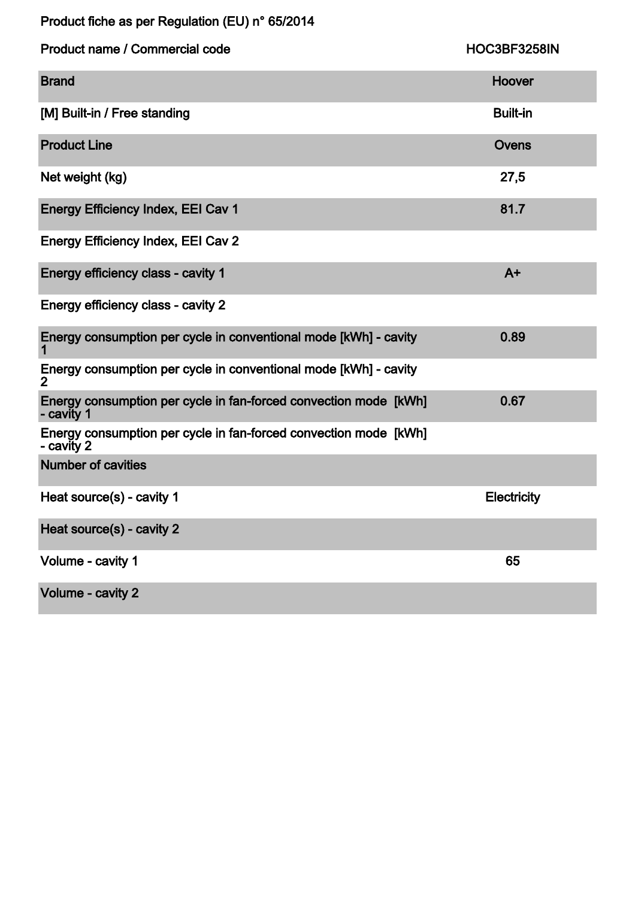Product fiche as per Regulation (EU) n° 65/2014

| Product name / Commercial code | HOC3BF3258IN |
| --- | --- |
| Brand | Hoover |
| [M] Built-in / Free standing | Built-in |
| Product Line | Ovens |
| Net weight (kg) | 27,5 |
| Energy Efficiency Index, EEI Cav 1 | 81.7 |
| Energy Efficiency Index, EEI Cav 2 | |
| Energy efficiency class - cavity 1 | A+ |
| Energy efficiency class - cavity 2 | |
| Energy consumption per cycle in conventional mode [kWh] - cavity 1 | 0.89 |
| Energy consumption per cycle in conventional mode [kWh] - cavity 2 | |
| Energy consumption per cycle in fan-forced convection mode [kWh] - cavity 1 | 0.67 |
| Energy consumption per cycle in fan-forced convection mode [kWh] - cavity 2 | |
| Number of cavities | |
| Heat source(s) - cavity 1 | Electricity |
| Heat source(s) - cavity 2 | |
| Volume - cavity 1 | 65 |
| Volume - cavity 2 | |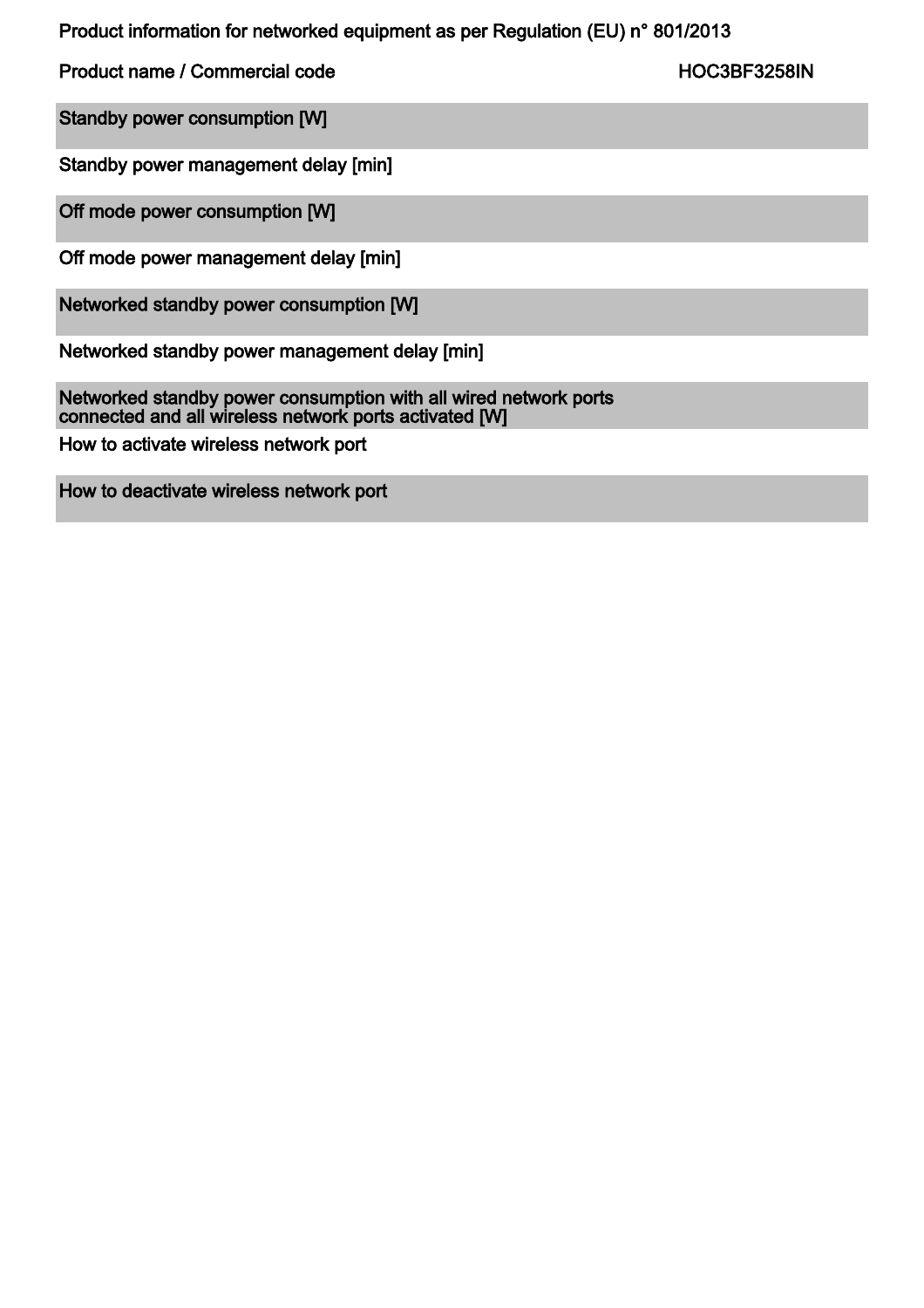Product information for networked equipment as per Regulation (EU) n° 801/2013

| | |
|---|---|
| Product name / Commercial code | HOC3BF3258IN |
| Standby power consumption [W] | |
| Standby power management delay [min] | |
| Off mode power consumption [W] | |
| Off mode power management delay [min] | |
| Networked standby power consumption [W] | |
| Networked standby power management delay [min] | |
| Networked standby power consumption with all wired network ports connected and all wireless network ports activated [W] | |
| How to activate wireless network port | |
| How to deactivate wireless network port | |